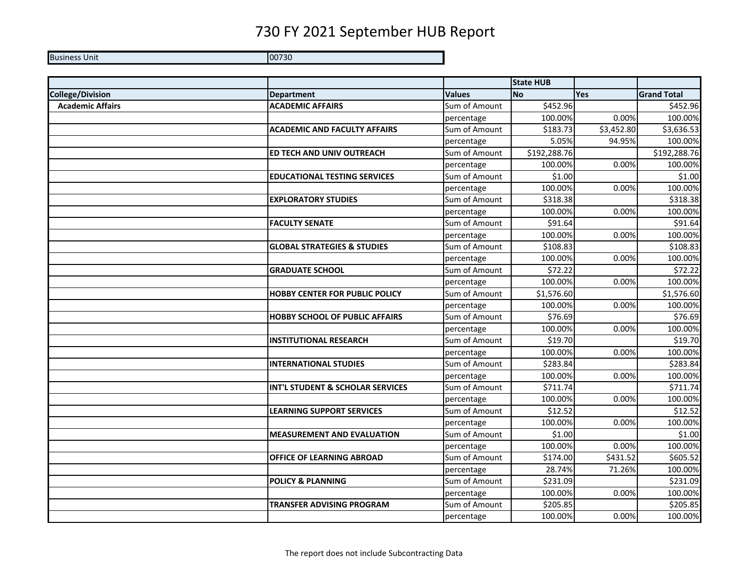# 730 FY 2021 September HUB Report

| Business Unit | 00730 |
|---|---|

| | | | State HUB | | |
|---|---|---|---|---|---|
| **College/Division** | **Department** | **Values** | **No** | **Yes** | **Grand Total** |
| **Academic Affairs** | **ACADEMIC AFFAIRS** | Sum of Amount | $452.96 | | $452.96 |
| | | percentage | 100.00% | 0.00% | 100.00% |
| | **ACADEMIC AND FACULTY AFFAIRS** | Sum of Amount | $183.73 | $3,452.80 | $3,636.53 |
| | | percentage | 5.05% | 94.95% | 100.00% |
| | **ED TECH AND UNIV OUTREACH** | Sum of Amount | $192,288.76 | | $192,288.76 |
| | | percentage | 100.00% | 0.00% | 100.00% |
| | **EDUCATIONAL TESTING SERVICES** | Sum of Amount | $1.00 | | $1.00 |
| | | percentage | 100.00% | 0.00% | 100.00% |
| | **EXPLORATORY STUDIES** | Sum of Amount | $318.38 | | $318.38 |
| | | percentage | 100.00% | 0.00% | 100.00% |
| | **FACULTY SENATE** | Sum of Amount | $91.64 | | $91.64 |
| | | percentage | 100.00% | 0.00% | 100.00% |
| | **GLOBAL STRATEGIES & STUDIES** | Sum of Amount | $108.83 | | $108.83 |
| | | percentage | 100.00% | 0.00% | 100.00% |
| | **GRADUATE SCHOOL** | Sum of Amount | $72.22 | | $72.22 |
| | | percentage | 100.00% | 0.00% | 100.00% |
| | **HOBBY CENTER FOR PUBLIC POLICY** | Sum of Amount | $1,576.60 | | $1,576.60 |
| | | percentage | 100.00% | 0.00% | 100.00% |
| | **HOBBY SCHOOL OF PUBLIC AFFAIRS** | Sum of Amount | $76.69 | | $76.69 |
| | | percentage | 100.00% | 0.00% | 100.00% |
| | **INSTITUTIONAL RESEARCH** | Sum of Amount | $19.70 | | $19.70 |
| | | percentage | 100.00% | 0.00% | 100.00% |
| | **INTERNATIONAL STUDIES** | Sum of Amount | $283.84 | | $283.84 |
| | | percentage | 100.00% | 0.00% | 100.00% |
| | **INT'L STUDENT & SCHOLAR SERVICES** | Sum of Amount | $711.74 | | $711.74 |
| | | percentage | 100.00% | 0.00% | 100.00% |
| | **LEARNING SUPPORT SERVICES** | Sum of Amount | $12.52 | | $12.52 |
| | | percentage | 100.00% | 0.00% | 100.00% |
| | **MEASUREMENT AND EVALUATION** | Sum of Amount | $1.00 | | $1.00 |
| | | percentage | 100.00% | 0.00% | 100.00% |
| | **OFFICE OF LEARNING ABROAD** | Sum of Amount | $174.00 | $431.52 | $605.52 |
| | | percentage | 28.74% | 71.26% | 100.00% |
| | **POLICY & PLANNING** | Sum of Amount | $231.09 | | $231.09 |
| | | percentage | 100.00% | 0.00% | 100.00% |
| | **TRANSFER ADVISING PROGRAM** | Sum of Amount | $205.85 | | $205.85 |
| | | percentage | 100.00% | 0.00% | 100.00% |

The report does not include Subcontracting Data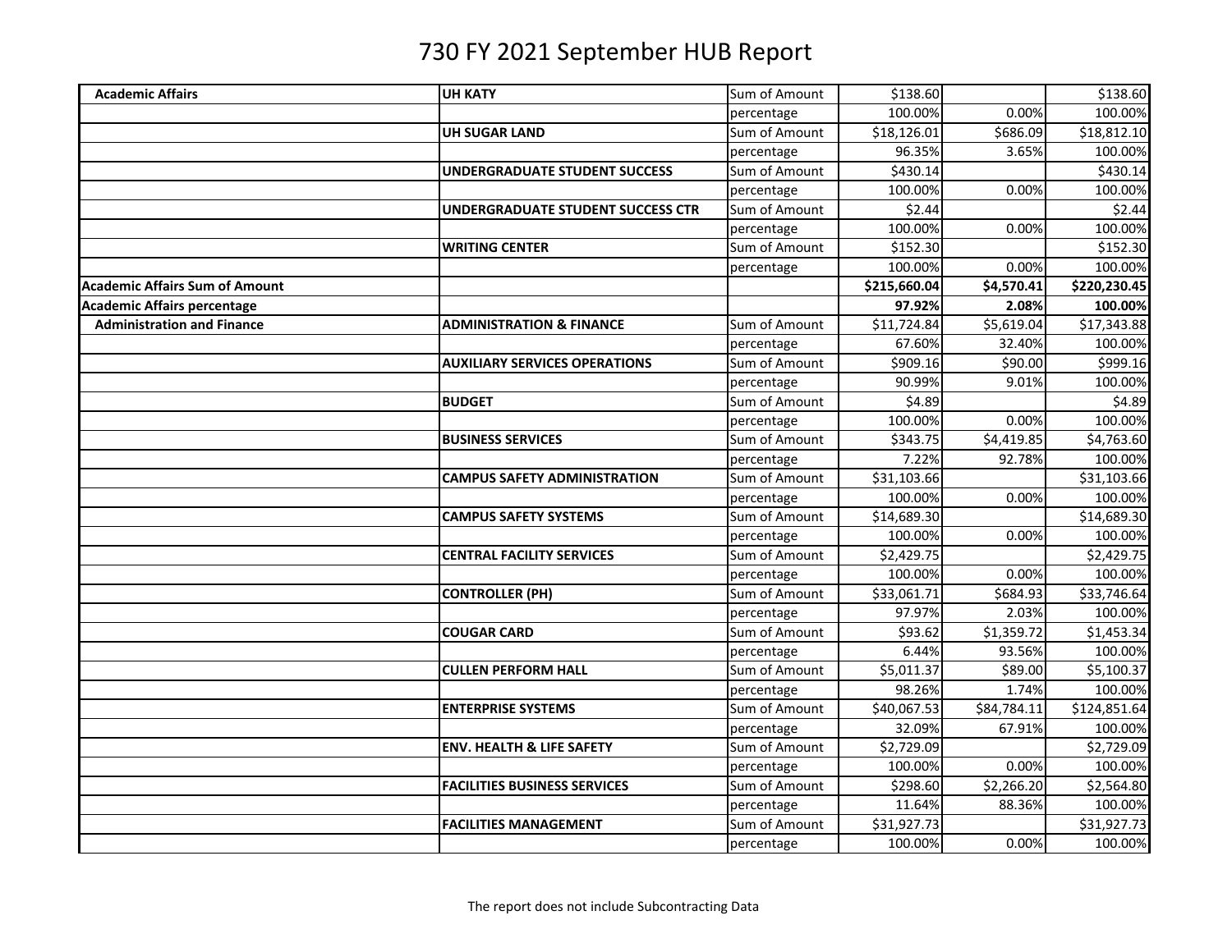# 730 FY 2021 September HUB Report

| | | | | | |
|---|---|---|---|---|---|
| **Academic Affairs** | **UH KATY** | Sum of Amount | $138.60 | | $138.60 |
| | | percentage | 100.00% | 0.00% | 100.00% |
| | **UH SUGAR LAND** | Sum of Amount | $18,126.01 | $686.09 | $18,812.10 |
| | | percentage | 96.35% | 3.65% | 100.00% |
| | **UNDERGRADUATE STUDENT SUCCESS** | Sum of Amount | $430.14 | | $430.14 |
| | | percentage | 100.00% | 0.00% | 100.00% |
| | **UNDERGRADUATE STUDENT SUCCESS CTR** | Sum of Amount | $2.44 | | $2.44 |
| | | percentage | 100.00% | 0.00% | 100.00% |
| | **WRITING CENTER** | Sum of Amount | $152.30 | | $152.30 |
| | | percentage | 100.00% | 0.00% | 100.00% |
| **Academic Affairs Sum of Amount** | | | **$215,660.04** | **$4,570.41** | **$220,230.45** |
| **Academic Affairs percentage** | | | **97.92%** | **2.08%** | **100.00%** |
| **Administration and Finance** | **ADMINISTRATION & FINANCE** | Sum of Amount | $11,724.84 | $5,619.04 | $17,343.88 |
| | | percentage | 67.60% | 32.40% | 100.00% |
| | **AUXILIARY SERVICES OPERATIONS** | Sum of Amount | $909.16 | $90.00 | $999.16 |
| | | percentage | 90.99% | 9.01% | 100.00% |
| | **BUDGET** | Sum of Amount | $4.89 | | $4.89 |
| | | percentage | 100.00% | 0.00% | 100.00% |
| | **BUSINESS SERVICES** | Sum of Amount | $343.75 | $4,419.85 | $4,763.60 |
| | | percentage | 7.22% | 92.78% | 100.00% |
| | **CAMPUS SAFETY ADMINISTRATION** | Sum of Amount | $31,103.66 | | $31,103.66 |
| | | percentage | 100.00% | 0.00% | 100.00% |
| | **CAMPUS SAFETY SYSTEMS** | Sum of Amount | $14,689.30 | | $14,689.30 |
| | | percentage | 100.00% | 0.00% | 100.00% |
| | **CENTRAL FACILITY SERVICES** | Sum of Amount | $2,429.75 | | $2,429.75 |
| | | percentage | 100.00% | 0.00% | 100.00% |
| | **CONTROLLER (PH)** | Sum of Amount | $33,061.71 | $684.93 | $33,746.64 |
| | | percentage | 97.97% | 2.03% | 100.00% |
| | **COUGAR CARD** | Sum of Amount | $93.62 | $1,359.72 | $1,453.34 |
| | | percentage | 6.44% | 93.56% | 100.00% |
| | **CULLEN PERFORM HALL** | Sum of Amount | $5,011.37 | $89.00 | $5,100.37 |
| | | percentage | 98.26% | 1.74% | 100.00% |
| | **ENTERPRISE SYSTEMS** | Sum of Amount | $40,067.53 | $84,784.11 | $124,851.64 |
| | | percentage | 32.09% | 67.91% | 100.00% |
| | **ENV. HEALTH & LIFE SAFETY** | Sum of Amount | $2,729.09 | | $2,729.09 |
| | | percentage | 100.00% | 0.00% | 100.00% |
| | **FACILITIES BUSINESS SERVICES** | Sum of Amount | $298.60 | $2,266.20 | $2,564.80 |
| | | percentage | 11.64% | 88.36% | 100.00% |
| | **FACILITIES MANAGEMENT** | Sum of Amount | $31,927.73 | | $31,927.73 |
| | | percentage | 100.00% | 0.00% | 100.00% |

The report does not include Subcontracting Data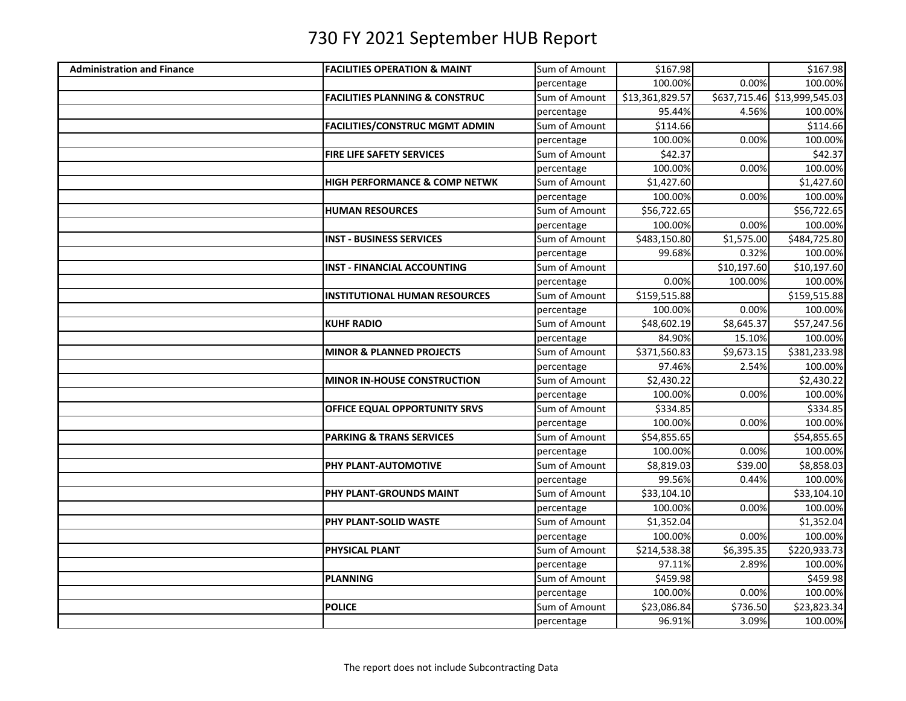# 730 FY 2021 September HUB Report

| | | | | | |
|---|---|---|---|---|---|
| **Administration and Finance** | **FACILITIES OPERATION & MAINT** | Sum of Amount | $167.98 | | $167.98 |
| | | percentage | 100.00% | 0.00% | 100.00% |
| | **FACILITIES PLANNING & CONSTRUC** | Sum of Amount | $13,361,829.57 | $637,715.46 | $13,999,545.03 |
| | | percentage | 95.44% | 4.56% | 100.00% |
| | **FACILITIES/CONSTRUC MGMT ADMIN** | Sum of Amount | $114.66 | | $114.66 |
| | | percentage | 100.00% | 0.00% | 100.00% |
| | **FIRE LIFE SAFETY SERVICES** | Sum of Amount | $42.37 | | $42.37 |
| | | percentage | 100.00% | 0.00% | 100.00% |
| | **HIGH PERFORMANCE & COMP NETWK** | Sum of Amount | $1,427.60 | | $1,427.60 |
| | | percentage | 100.00% | 0.00% | 100.00% |
| | **HUMAN RESOURCES** | Sum of Amount | $56,722.65 | | $56,722.65 |
| | | percentage | 100.00% | 0.00% | 100.00% |
| | **INST - BUSINESS SERVICES** | Sum of Amount | $483,150.80 | $1,575.00 | $484,725.80 |
| | | percentage | 99.68% | 0.32% | 100.00% |
| | **INST - FINANCIAL ACCOUNTING** | Sum of Amount | | $10,197.60 | $10,197.60 |
| | | percentage | 0.00% | 100.00% | 100.00% |
| | **INSTITUTIONAL HUMAN RESOURCES** | Sum of Amount | $159,515.88 | | $159,515.88 |
| | | percentage | 100.00% | 0.00% | 100.00% |
| | **KUHF RADIO** | Sum of Amount | $48,602.19 | $8,645.37 | $57,247.56 |
| | | percentage | 84.90% | 15.10% | 100.00% |
| | **MINOR & PLANNED PROJECTS** | Sum of Amount | $371,560.83 | $9,673.15 | $381,233.98 |
| | | percentage | 97.46% | 2.54% | 100.00% |
| | **MINOR IN-HOUSE CONSTRUCTION** | Sum of Amount | $2,430.22 | | $2,430.22 |
| | | percentage | 100.00% | 0.00% | 100.00% |
| | **OFFICE EQUAL OPPORTUNITY SRVS** | Sum of Amount | $334.85 | | $334.85 |
| | | percentage | 100.00% | 0.00% | 100.00% |
| | **PARKING & TRANS SERVICES** | Sum of Amount | $54,855.65 | | $54,855.65 |
| | | percentage | 100.00% | 0.00% | 100.00% |
| | **PHY PLANT-AUTOMOTIVE** | Sum of Amount | $8,819.03 | $39.00 | $8,858.03 |
| | | percentage | 99.56% | 0.44% | 100.00% |
| | **PHY PLANT-GROUNDS MAINT** | Sum of Amount | $33,104.10 | | $33,104.10 |
| | | percentage | 100.00% | 0.00% | 100.00% |
| | **PHY PLANT-SOLID WASTE** | Sum of Amount | $1,352.04 | | $1,352.04 |
| | | percentage | 100.00% | 0.00% | 100.00% |
| | **PHYSICAL PLANT** | Sum of Amount | $214,538.38 | $6,395.35 | $220,933.73 |
| | | percentage | 97.11% | 2.89% | 100.00% |
| | **PLANNING** | Sum of Amount | $459.98 | | $459.98 |
| | | percentage | 100.00% | 0.00% | 100.00% |
| | **POLICE** | Sum of Amount | $23,086.84 | $736.50 | $23,823.34 |
| | | percentage | 96.91% | 3.09% | 100.00% |

The report does not include Subcontracting Data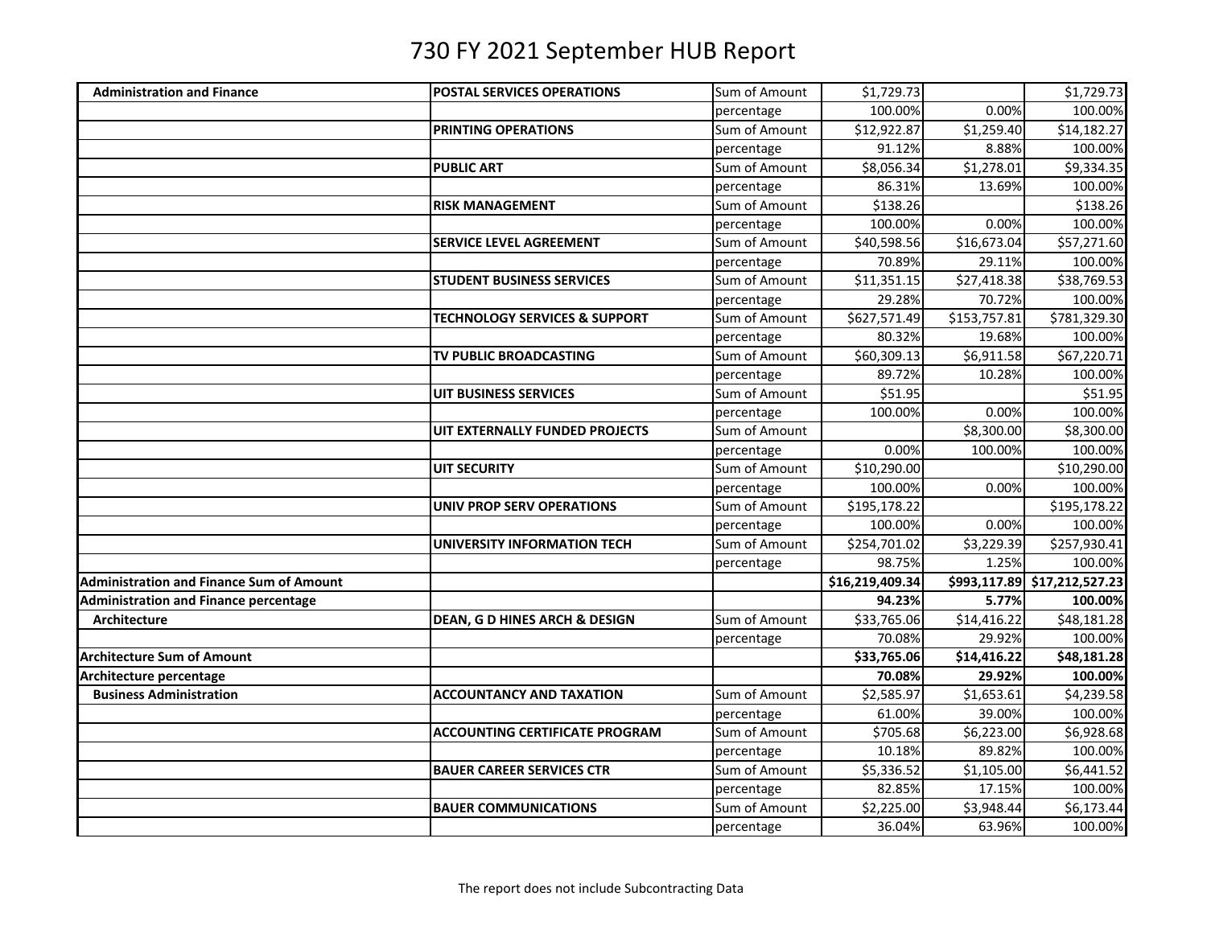# 730 FY 2021 September HUB Report

| | | | | | |
|---|---|---|---|---|---|
| **Administration and Finance** | **POSTAL SERVICES OPERATIONS** | Sum of Amount | $1,729.73 | | $1,729.73 |
| | | percentage | 100.00% | 0.00% | 100.00% |
| | **PRINTING OPERATIONS** | Sum of Amount | $12,922.87 | $1,259.40 | $14,182.27 |
| | | percentage | 91.12% | 8.88% | 100.00% |
| | **PUBLIC ART** | Sum of Amount | $8,056.34 | $1,278.01 | $9,334.35 |
| | | percentage | 86.31% | 13.69% | 100.00% |
| | **RISK MANAGEMENT** | Sum of Amount | $138.26 | | $138.26 |
| | | percentage | 100.00% | 0.00% | 100.00% |
| | **SERVICE LEVEL AGREEMENT** | Sum of Amount | $40,598.56 | $16,673.04 | $57,271.60 |
| | | percentage | 70.89% | 29.11% | 100.00% |
| | **STUDENT BUSINESS SERVICES** | Sum of Amount | $11,351.15 | $27,418.38 | $38,769.53 |
| | | percentage | 29.28% | 70.72% | 100.00% |
| | **TECHNOLOGY SERVICES & SUPPORT** | Sum of Amount | $627,571.49 | $153,757.81 | $781,329.30 |
| | | percentage | 80.32% | 19.68% | 100.00% |
| | **TV PUBLIC BROADCASTING** | Sum of Amount | $60,309.13 | $6,911.58 | $67,220.71 |
| | | percentage | 89.72% | 10.28% | 100.00% |
| | **UIT BUSINESS SERVICES** | Sum of Amount | $51.95 | | $51.95 |
| | | percentage | 100.00% | 0.00% | 100.00% |
| | **UIT EXTERNALLY FUNDED PROJECTS** | Sum of Amount | | $8,300.00 | $8,300.00 |
| | | percentage | 0.00% | 100.00% | 100.00% |
| | **UIT SECURITY** | Sum of Amount | $10,290.00 | | $10,290.00 |
| | | percentage | 100.00% | 0.00% | 100.00% |
| | **UNIV PROP SERV OPERATIONS** | Sum of Amount | $195,178.22 | | $195,178.22 |
| | | percentage | 100.00% | 0.00% | 100.00% |
| | **UNIVERSITY INFORMATION TECH** | Sum of Amount | $254,701.02 | $3,229.39 | $257,930.41 |
| | | percentage | 98.75% | 1.25% | 100.00% |
| **Administration and Finance Sum of Amount** | | | **$16,219,409.34** | **$993,117.89** | **$17,212,527.23** |
| **Administration and Finance percentage** | | | **94.23%** | **5.77%** | **100.00%** |
| **Architecture** | **DEAN, G D HINES ARCH & DESIGN** | Sum of Amount | $33,765.06 | $14,416.22 | $48,181.28 |
| | | percentage | 70.08% | 29.92% | 100.00% |
| **Architecture Sum of Amount** | | | **$33,765.06** | **$14,416.22** | **$48,181.28** |
| **Architecture percentage** | | | **70.08%** | **29.92%** | **100.00%** |
| **Business Administration** | **ACCOUNTANCY AND TAXATION** | Sum of Amount | $2,585.97 | $1,653.61 | $4,239.58 |
| | | percentage | 61.00% | 39.00% | 100.00% |
| | **ACCOUNTING CERTIFICATE PROGRAM** | Sum of Amount | $705.68 | $6,223.00 | $6,928.68 |
| | | percentage | 10.18% | 89.82% | 100.00% |
| | **BAUER CAREER SERVICES CTR** | Sum of Amount | $5,336.52 | $1,105.00 | $6,441.52 |
| | | percentage | 82.85% | 17.15% | 100.00% |
| | **BAUER COMMUNICATIONS** | Sum of Amount | $2,225.00 | $3,948.44 | $6,173.44 |
| | | percentage | 36.04% | 63.96% | 100.00% |

The report does not include Subcontracting Data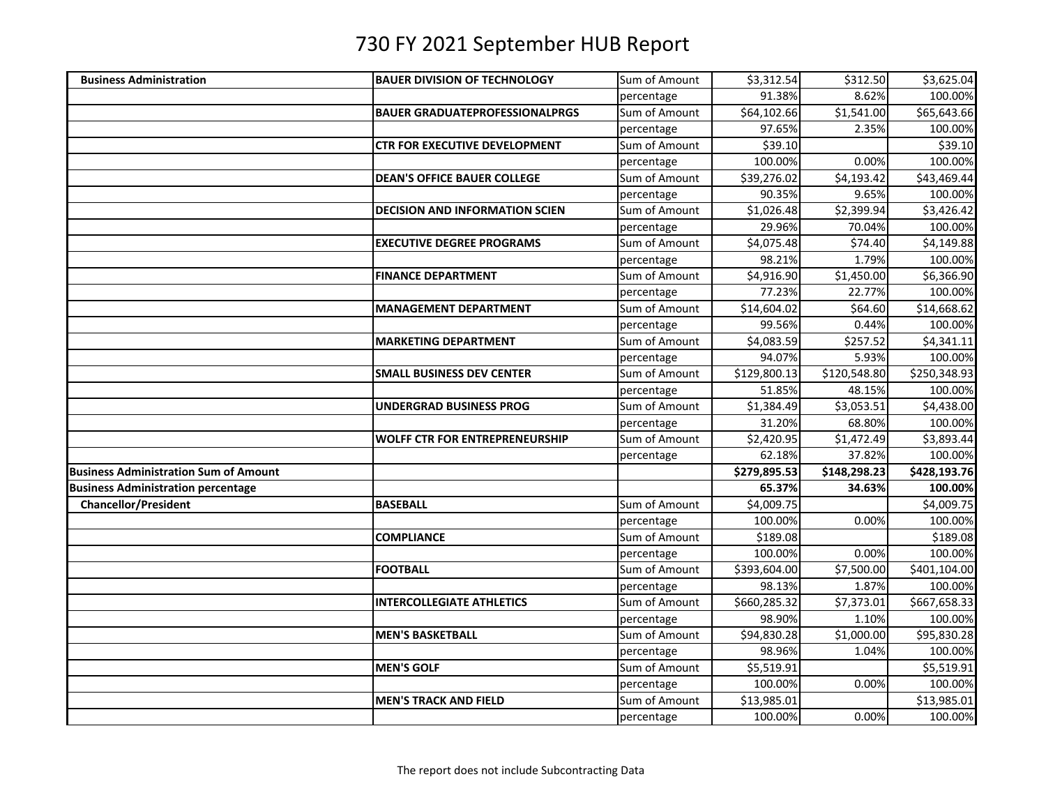# 730 FY 2021 September HUB Report

| | | | | | |
|---|---|---|---|---|---|
| **Business Administration** | **BAUER DIVISION OF TECHNOLOGY** | Sum of Amount | $3,312.54 | $312.50 | $3,625.04 |
| | | percentage | 91.38% | 8.62% | 100.00% |
| | **BAUER GRADUATEPROFESSIONALPRGS** | Sum of Amount | $64,102.66 | $1,541.00 | $65,643.66 |
| | | percentage | 97.65% | 2.35% | 100.00% |
| | **CTR FOR EXECUTIVE DEVELOPMENT** | Sum of Amount | $39.10 | | $39.10 |
| | | percentage | 100.00% | 0.00% | 100.00% |
| | **DEAN'S OFFICE BAUER COLLEGE** | Sum of Amount | $39,276.02 | $4,193.42 | $43,469.44 |
| | | percentage | 90.35% | 9.65% | 100.00% |
| | **DECISION AND INFORMATION SCIEN** | Sum of Amount | $1,026.48 | $2,399.94 | $3,426.42 |
| | | percentage | 29.96% | 70.04% | 100.00% |
| | **EXECUTIVE DEGREE PROGRAMS** | Sum of Amount | $4,075.48 | $74.40 | $4,149.88 |
| | | percentage | 98.21% | 1.79% | 100.00% |
| | **FINANCE DEPARTMENT** | Sum of Amount | $4,916.90 | $1,450.00 | $6,366.90 |
| | | percentage | 77.23% | 22.77% | 100.00% |
| | **MANAGEMENT DEPARTMENT** | Sum of Amount | $14,604.02 | $64.60 | $14,668.62 |
| | | percentage | 99.56% | 0.44% | 100.00% |
| | **MARKETING DEPARTMENT** | Sum of Amount | $4,083.59 | $257.52 | $4,341.11 |
| | | percentage | 94.07% | 5.93% | 100.00% |
| | **SMALL BUSINESS DEV CENTER** | Sum of Amount | $129,800.13 | $120,548.80 | $250,348.93 |
| | | percentage | 51.85% | 48.15% | 100.00% |
| | **UNDERGRAD BUSINESS PROG** | Sum of Amount | $1,384.49 | $3,053.51 | $4,438.00 |
| | | percentage | 31.20% | 68.80% | 100.00% |
| | **WOLFF CTR FOR ENTREPRENEURSHIP** | Sum of Amount | $2,420.95 | $1,472.49 | $3,893.44 |
| | | percentage | 62.18% | 37.82% | 100.00% |
| **Business Administration Sum of Amount** | | | **$279,895.53** | **$148,298.23** | **$428,193.76** |
| **Business Administration percentage** | | | **65.37%** | **34.63%** | **100.00%** |
| **Chancellor/President** | **BASEBALL** | Sum of Amount | $4,009.75 | | $4,009.75 |
| | | percentage | 100.00% | 0.00% | 100.00% |
| | **COMPLIANCE** | Sum of Amount | $189.08 | | $189.08 |
| | | percentage | 100.00% | 0.00% | 100.00% |
| | **FOOTBALL** | Sum of Amount | $393,604.00 | $7,500.00 | $401,104.00 |
| | | percentage | 98.13% | 1.87% | 100.00% |
| | **INTERCOLLEGIATE ATHLETICS** | Sum of Amount | $660,285.32 | $7,373.01 | $667,658.33 |
| | | percentage | 98.90% | 1.10% | 100.00% |
| | **MEN'S BASKETBALL** | Sum of Amount | $94,830.28 | $1,000.00 | $95,830.28 |
| | | percentage | 98.96% | 1.04% | 100.00% |
| | **MEN'S GOLF** | Sum of Amount | $5,519.91 | | $5,519.91 |
| | | percentage | 100.00% | 0.00% | 100.00% |
| | **MEN'S TRACK AND FIELD** | Sum of Amount | $13,985.01 | | $13,985.01 |
| | | percentage | 100.00% | 0.00% | 100.00% |

The report does not include Subcontracting Data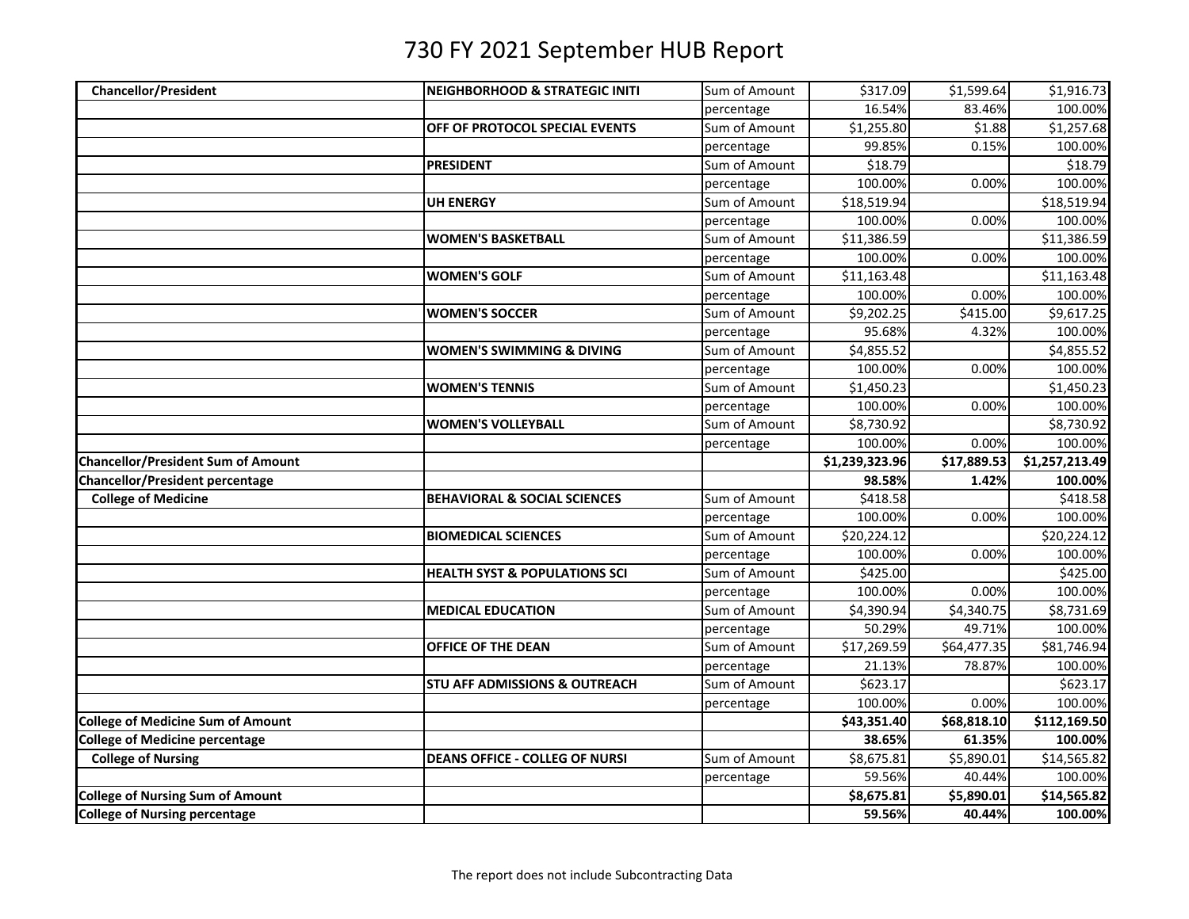# 730 FY 2021 September HUB Report

| | | | | | |
|---|---|---|---|---|---|
| **Chancellor/President** | **NEIGHBORHOOD & STRATEGIC INITI** | Sum of Amount | $317.09 | $1,599.64 | $1,916.73 |
| | | percentage | 16.54% | 83.46% | 100.00% |
| | **OFF OF PROTOCOL SPECIAL EVENTS** | Sum of Amount | $1,255.80 | $1.88 | $1,257.68 |
| | | percentage | 99.85% | 0.15% | 100.00% |
| | **PRESIDENT** | Sum of Amount | $18.79 | | $18.79 |
| | | percentage | 100.00% | 0.00% | 100.00% |
| | **UH ENERGY** | Sum of Amount | $18,519.94 | | $18,519.94 |
| | | percentage | 100.00% | 0.00% | 100.00% |
| | **WOMEN'S BASKETBALL** | Sum of Amount | $11,386.59 | | $11,386.59 |
| | | percentage | 100.00% | 0.00% | 100.00% |
| | **WOMEN'S GOLF** | Sum of Amount | $11,163.48 | | $11,163.48 |
| | | percentage | 100.00% | 0.00% | 100.00% |
| | **WOMEN'S SOCCER** | Sum of Amount | $9,202.25 | $415.00 | $9,617.25 |
| | | percentage | 95.68% | 4.32% | 100.00% |
| | **WOMEN'S SWIMMING & DIVING** | Sum of Amount | $4,855.52 | | $4,855.52 |
| | | percentage | 100.00% | 0.00% | 100.00% |
| | **WOMEN'S TENNIS** | Sum of Amount | $1,450.23 | | $1,450.23 |
| | | percentage | 100.00% | 0.00% | 100.00% |
| | **WOMEN'S VOLLEYBALL** | Sum of Amount | $8,730.92 | | $8,730.92 |
| | | percentage | 100.00% | 0.00% | 100.00% |
| **Chancellor/President Sum of Amount** | | | **$1,239,323.96** | **$17,889.53** | **$1,257,213.49** |
| **Chancellor/President percentage** | | | **98.58%** | **1.42%** | **100.00%** |
| **College of Medicine** | **BEHAVIORAL & SOCIAL SCIENCES** | Sum of Amount | $418.58 | | $418.58 |
| | | percentage | 100.00% | 0.00% | 100.00% |
| | **BIOMEDICAL SCIENCES** | Sum of Amount | $20,224.12 | | $20,224.12 |
| | | percentage | 100.00% | 0.00% | 100.00% |
| | **HEALTH SYST & POPULATIONS SCI** | Sum of Amount | $425.00 | | $425.00 |
| | | percentage | 100.00% | 0.00% | 100.00% |
| | **MEDICAL EDUCATION** | Sum of Amount | $4,390.94 | $4,340.75 | $8,731.69 |
| | | percentage | 50.29% | 49.71% | 100.00% |
| | **OFFICE OF THE DEAN** | Sum of Amount | $17,269.59 | $64,477.35 | $81,746.94 |
| | | percentage | 21.13% | 78.87% | 100.00% |
| | **STU AFF ADMISSIONS & OUTREACH** | Sum of Amount | $623.17 | | $623.17 |
| | | percentage | 100.00% | 0.00% | 100.00% |
| **College of Medicine Sum of Amount** | | | **$43,351.40** | **$68,818.10** | **$112,169.50** |
| **College of Medicine percentage** | | | **38.65%** | **61.35%** | **100.00%** |
| **College of Nursing** | **DEANS OFFICE - COLLEG OF NURSI** | Sum of Amount | $8,675.81 | $5,890.01 | $14,565.82 |
| | | percentage | 59.56% | 40.44% | 100.00% |
| **College of Nursing Sum of Amount** | | | **$8,675.81** | **$5,890.01** | **$14,565.82** |
| **College of Nursing percentage** | | | **59.56%** | **40.44%** | **100.00%** |

The report does not include Subcontracting Data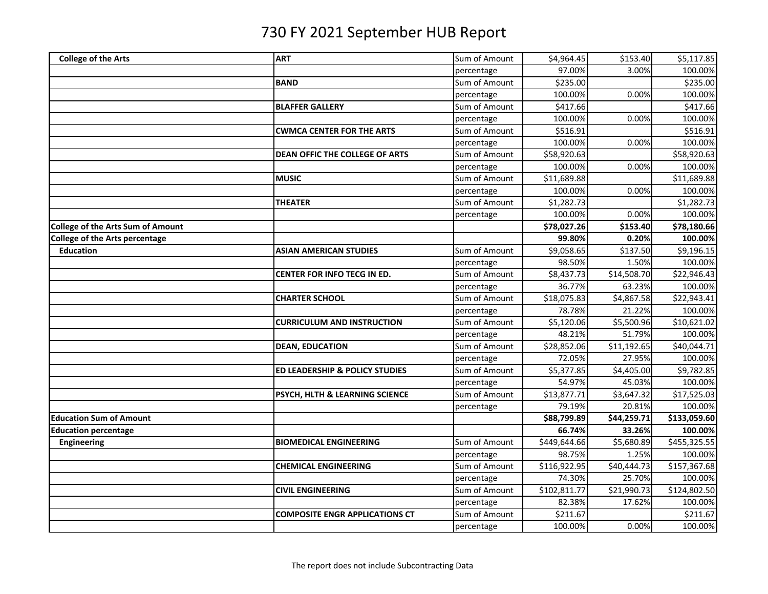# 730 FY 2021 September HUB Report

| | | | | | |
|---|---|---|---|---|---|
| **College of the Arts** | **ART** | Sum of Amount | $4,964.45 | $153.40 | $5,117.85 |
| | | percentage | 97.00% | 3.00% | 100.00% |
| | **BAND** | Sum of Amount | $235.00 | | $235.00 |
| | | percentage | 100.00% | 0.00% | 100.00% |
| | **BLAFFER GALLERY** | Sum of Amount | $417.66 | | $417.66 |
| | | percentage | 100.00% | 0.00% | 100.00% |
| | **CWMCA CENTER FOR THE ARTS** | Sum of Amount | $516.91 | | $516.91 |
| | | percentage | 100.00% | 0.00% | 100.00% |
| | **DEAN OFFIC THE COLLEGE OF ARTS** | Sum of Amount | $58,920.63 | | $58,920.63 |
| | | percentage | 100.00% | 0.00% | 100.00% |
| | **MUSIC** | Sum of Amount | $11,689.88 | | $11,689.88 |
| | | percentage | 100.00% | 0.00% | 100.00% |
| | **THEATER** | Sum of Amount | $1,282.73 | | $1,282.73 |
| | | percentage | 100.00% | 0.00% | 100.00% |
| **College of the Arts Sum of Amount** | | | **$78,027.26** | **$153.40** | **$78,180.66** |
| **College of the Arts percentage** | | | **99.80%** | **0.20%** | **100.00%** |
| **Education** | **ASIAN AMERICAN STUDIES** | Sum of Amount | $9,058.65 | $137.50 | $9,196.15 |
| | | percentage | 98.50% | 1.50% | 100.00% |
| | **CENTER FOR INFO TECG IN ED.** | Sum of Amount | $8,437.73 | $14,508.70 | $22,946.43 |
| | | percentage | 36.77% | 63.23% | 100.00% |
| | **CHARTER SCHOOL** | Sum of Amount | $18,075.83 | $4,867.58 | $22,943.41 |
| | | percentage | 78.78% | 21.22% | 100.00% |
| | **CURRICULUM AND INSTRUCTION** | Sum of Amount | $5,120.06 | $5,500.96 | $10,621.02 |
| | | percentage | 48.21% | 51.79% | 100.00% |
| | **DEAN, EDUCATION** | Sum of Amount | $28,852.06 | $11,192.65 | $40,044.71 |
| | | percentage | 72.05% | 27.95% | 100.00% |
| | **ED LEADERSHIP & POLICY STUDIES** | Sum of Amount | $5,377.85 | $4,405.00 | $9,782.85 |
| | | percentage | 54.97% | 45.03% | 100.00% |
| | **PSYCH, HLTH & LEARNING SCIENCE** | Sum of Amount | $13,877.71 | $3,647.32 | $17,525.03 |
| | | percentage | 79.19% | 20.81% | 100.00% |
| **Education Sum of Amount** | | | **$88,799.89** | **$44,259.71** | **$133,059.60** |
| **Education percentage** | | | **66.74%** | **33.26%** | **100.00%** |
| **Engineering** | **BIOMEDICAL ENGINEERING** | Sum of Amount | $449,644.66 | $5,680.89 | $455,325.55 |
| | | percentage | 98.75% | 1.25% | 100.00% |
| | **CHEMICAL ENGINEERING** | Sum of Amount | $116,922.95 | $40,444.73 | $157,367.68 |
| | | percentage | 74.30% | 25.70% | 100.00% |
| | **CIVIL ENGINEERING** | Sum of Amount | $102,811.77 | $21,990.73 | $124,802.50 |
| | | percentage | 82.38% | 17.62% | 100.00% |
| | **COMPOSITE ENGR APPLICATIONS CT** | Sum of Amount | $211.67 | | $211.67 |
| | | percentage | 100.00% | 0.00% | 100.00% |

The report does not include Subcontracting Data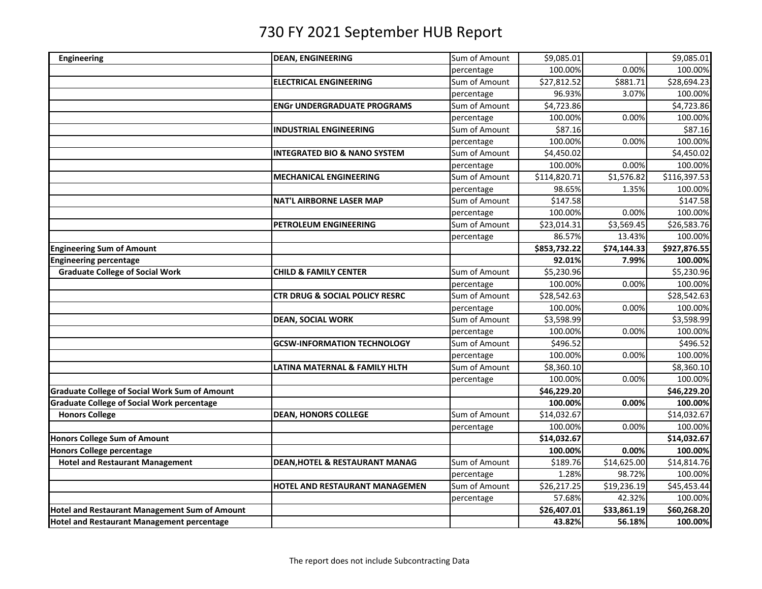# 730 FY 2021 September HUB Report

| | | | | | |
|---|---|---|---|---|---|
| **Engineering** | **DEAN, ENGINEERING** | Sum of Amount | $9,085.01 | | $9,085.01 |
| | | percentage | 100.00% | 0.00% | 100.00% |
| | **ELECTRICAL ENGINEERING** | Sum of Amount | $27,812.52 | $881.71 | $28,694.23 |
| | | percentage | 96.93% | 3.07% | 100.00% |
| | **ENGr UNDERGRADUATE PROGRAMS** | Sum of Amount | $4,723.86 | | $4,723.86 |
| | | percentage | 100.00% | 0.00% | 100.00% |
| | **INDUSTRIAL ENGINEERING** | Sum of Amount | $87.16 | | $87.16 |
| | | percentage | 100.00% | 0.00% | 100.00% |
| | **INTEGRATED BIO & NANO SYSTEM** | Sum of Amount | $4,450.02 | | $4,450.02 |
| | | percentage | 100.00% | 0.00% | 100.00% |
| | **MECHANICAL ENGINEERING** | Sum of Amount | $114,820.71 | $1,576.82 | $116,397.53 |
| | | percentage | 98.65% | 1.35% | 100.00% |
| | **NAT'L AIRBORNE LASER MAP** | Sum of Amount | $147.58 | | $147.58 |
| | | percentage | 100.00% | 0.00% | 100.00% |
| | **PETROLEUM ENGINEERING** | Sum of Amount | $23,014.31 | $3,569.45 | $26,583.76 |
| | | percentage | 86.57% | 13.43% | 100.00% |
| **Engineering Sum of Amount** | | | **$853,732.22** | **$74,144.33** | **$927,876.55** |
| **Engineering percentage** | | | **92.01%** | **7.99%** | **100.00%** |
| **Graduate College of Social Work** | **CHILD & FAMILY CENTER** | Sum of Amount | $5,230.96 | | $5,230.96 |
| | | percentage | 100.00% | 0.00% | 100.00% |
| | **CTR DRUG & SOCIAL POLICY RESRC** | Sum of Amount | $28,542.63 | | $28,542.63 |
| | | percentage | 100.00% | 0.00% | 100.00% |
| | **DEAN, SOCIAL WORK** | Sum of Amount | $3,598.99 | | $3,598.99 |
| | | percentage | 100.00% | 0.00% | 100.00% |
| | **GCSW-INFORMATION TECHNOLOGY** | Sum of Amount | $496.52 | | $496.52 |
| | | percentage | 100.00% | 0.00% | 100.00% |
| | **LATINA MATERNAL & FAMILY HLTH** | Sum of Amount | $8,360.10 | | $8,360.10 |
| | | percentage | 100.00% | 0.00% | 100.00% |
| **Graduate College of Social Work Sum of Amount** | | | **$46,229.20** | | **$46,229.20** |
| **Graduate College of Social Work percentage** | | | **100.00%** | **0.00%** | **100.00%** |
| **Honors College** | **DEAN, HONORS COLLEGE** | Sum of Amount | $14,032.67 | | $14,032.67 |
| | | percentage | 100.00% | 0.00% | 100.00% |
| **Honors College Sum of Amount** | | | **$14,032.67** | | **$14,032.67** |
| **Honors College percentage** | | | **100.00%** | **0.00%** | **100.00%** |
| **Hotel and Restaurant Management** | **DEAN,HOTEL & RESTAURANT MANAG** | Sum of Amount | $189.76 | $14,625.00 | $14,814.76 |
| | | percentage | 1.28% | 98.72% | 100.00% |
| | **HOTEL AND RESTAURANT MANAGEMEN** | Sum of Amount | $26,217.25 | $19,236.19 | $45,453.44 |
| | | percentage | 57.68% | 42.32% | 100.00% |
| **Hotel and Restaurant Management Sum of Amount** | | | **$26,407.01** | **$33,861.19** | **$60,268.20** |
| **Hotel and Restaurant Management percentage** | | | **43.82%** | **56.18%** | **100.00%** |

The report does not include Subcontracting Data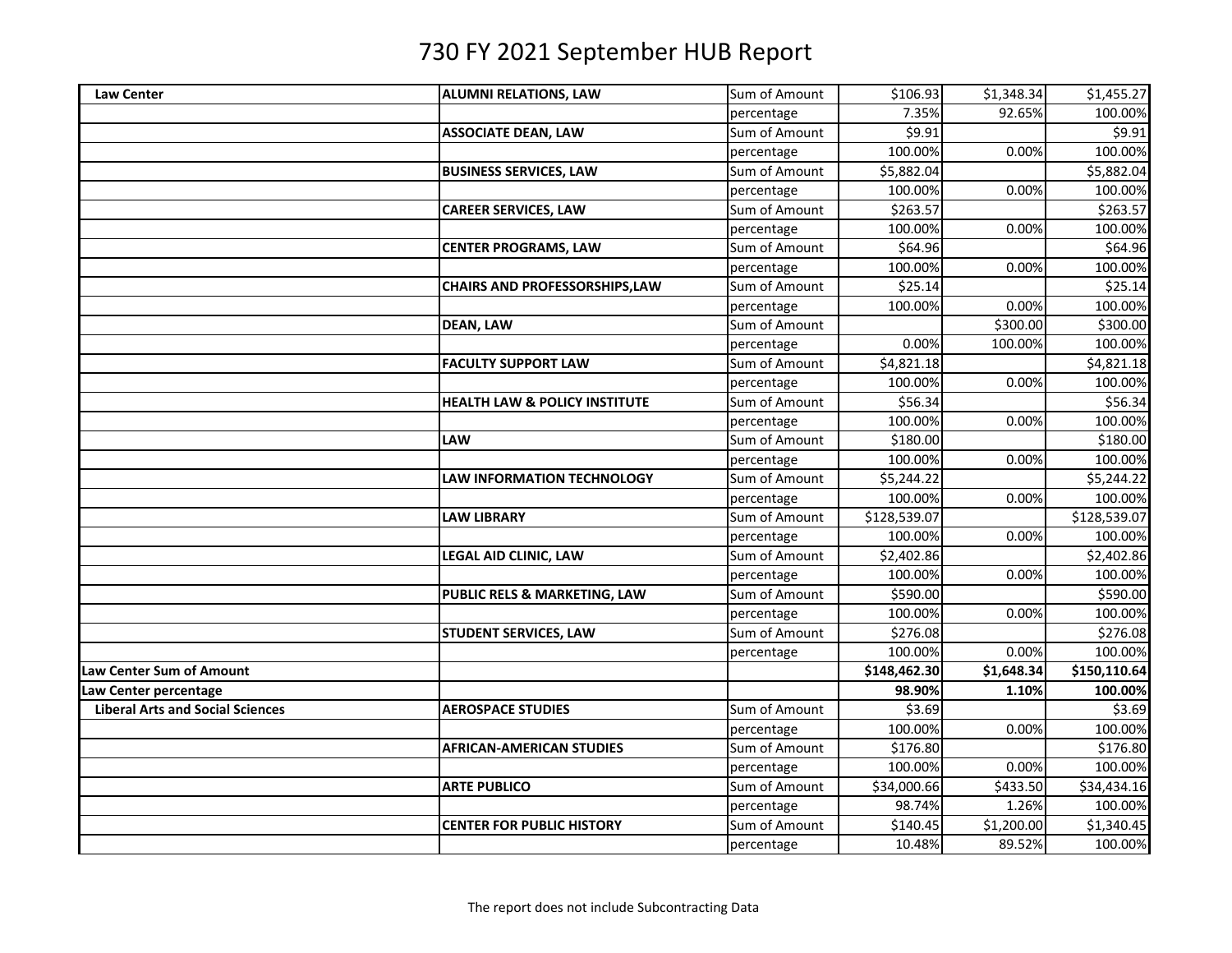# 730 FY 2021 September HUB Report

| | | | | | |
|---|---|---|---|---|---|
| **Law Center** | **ALUMNI RELATIONS, LAW** | Sum of Amount | $106.93 | $1,348.34 | $1,455.27 |
| | | percentage | 7.35% | 92.65% | 100.00% |
| | **ASSOCIATE DEAN, LAW** | Sum of Amount | $9.91 | | $9.91 |
| | | percentage | 100.00% | 0.00% | 100.00% |
| | **BUSINESS SERVICES, LAW** | Sum of Amount | $5,882.04 | | $5,882.04 |
| | | percentage | 100.00% | 0.00% | 100.00% |
| | **CAREER SERVICES, LAW** | Sum of Amount | $263.57 | | $263.57 |
| | | percentage | 100.00% | 0.00% | 100.00% |
| | **CENTER PROGRAMS, LAW** | Sum of Amount | $64.96 | | $64.96 |
| | | percentage | 100.00% | 0.00% | 100.00% |
| | **CHAIRS AND PROFESSORSHIPS,LAW** | Sum of Amount | $25.14 | | $25.14 |
| | | percentage | 100.00% | 0.00% | 100.00% |
| | **DEAN, LAW** | Sum of Amount | | $300.00 | $300.00 |
| | | percentage | 0.00% | 100.00% | 100.00% |
| | **FACULTY SUPPORT LAW** | Sum of Amount | $4,821.18 | | $4,821.18 |
| | | percentage | 100.00% | 0.00% | 100.00% |
| | **HEALTH LAW & POLICY INSTITUTE** | Sum of Amount | $56.34 | | $56.34 |
| | | percentage | 100.00% | 0.00% | 100.00% |
| | **LAW** | Sum of Amount | $180.00 | | $180.00 |
| | | percentage | 100.00% | 0.00% | 100.00% |
| | **LAW INFORMATION TECHNOLOGY** | Sum of Amount | $5,244.22 | | $5,244.22 |
| | | percentage | 100.00% | 0.00% | 100.00% |
| | **LAW LIBRARY** | Sum of Amount | $128,539.07 | | $128,539.07 |
| | | percentage | 100.00% | 0.00% | 100.00% |
| | **LEGAL AID CLINIC, LAW** | Sum of Amount | $2,402.86 | | $2,402.86 |
| | | percentage | 100.00% | 0.00% | 100.00% |
| | **PUBLIC RELS & MARKETING, LAW** | Sum of Amount | $590.00 | | $590.00 |
| | | percentage | 100.00% | 0.00% | 100.00% |
| | **STUDENT SERVICES, LAW** | Sum of Amount | $276.08 | | $276.08 |
| | | percentage | 100.00% | 0.00% | 100.00% |
| **Law Center Sum of Amount** | | | **$148,462.30** | **$1,648.34** | **$150,110.64** |
| **Law Center percentage** | | | **98.90%** | **1.10%** | **100.00%** |
| **Liberal Arts and Social Sciences** | **AEROSPACE STUDIES** | Sum of Amount | $3.69 | | $3.69 |
| | | percentage | 100.00% | 0.00% | 100.00% |
| | **AFRICAN-AMERICAN STUDIES** | Sum of Amount | $176.80 | | $176.80 |
| | | percentage | 100.00% | 0.00% | 100.00% |
| | **ARTE PUBLICO** | Sum of Amount | $34,000.66 | $433.50 | $34,434.16 |
| | | percentage | 98.74% | 1.26% | 100.00% |
| | **CENTER FOR PUBLIC HISTORY** | Sum of Amount | $140.45 | $1,200.00 | $1,340.45 |
| | | percentage | 10.48% | 89.52% | 100.00% |

The report does not include Subcontracting Data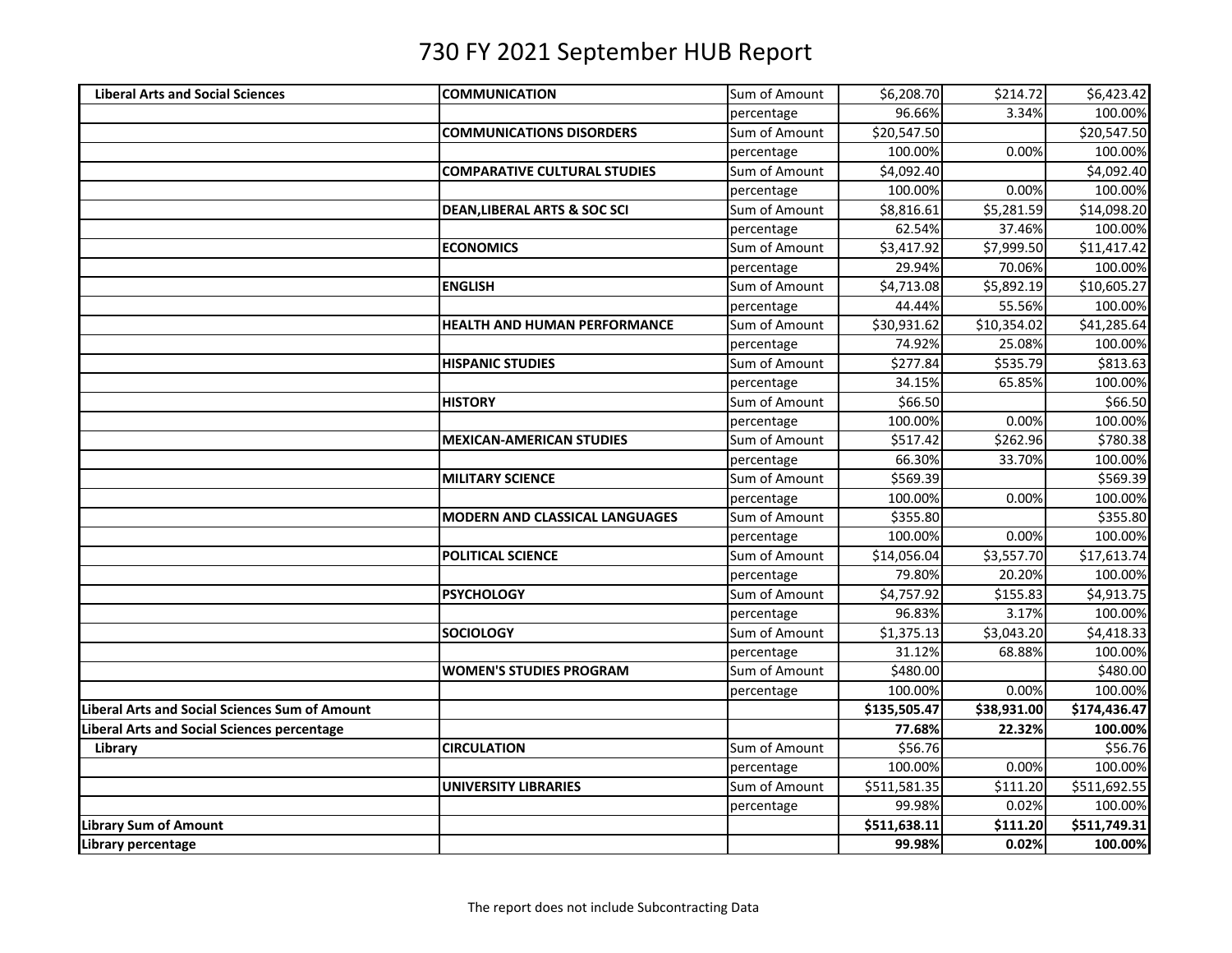# 730 FY 2021 September HUB Report

| | | | | | |
|---|---|---|---|---|---|
| **Liberal Arts and Social Sciences** | **COMMUNICATION** | Sum of Amount | $6,208.70 | $214.72 | $6,423.42 |
| | | percentage | 96.66% | 3.34% | 100.00% |
| | **COMMUNICATIONS DISORDERS** | Sum of Amount | $20,547.50 | | $20,547.50 |
| | | percentage | 100.00% | 0.00% | 100.00% |
| | **COMPARATIVE CULTURAL STUDIES** | Sum of Amount | $4,092.40 | | $4,092.40 |
| | | percentage | 100.00% | 0.00% | 100.00% |
| | **DEAN,LIBERAL ARTS & SOC SCI** | Sum of Amount | $8,816.61 | $5,281.59 | $14,098.20 |
| | | percentage | 62.54% | 37.46% | 100.00% |
| | **ECONOMICS** | Sum of Amount | $3,417.92 | $7,999.50 | $11,417.42 |
| | | percentage | 29.94% | 70.06% | 100.00% |
| | **ENGLISH** | Sum of Amount | $4,713.08 | $5,892.19 | $10,605.27 |
| | | percentage | 44.44% | 55.56% | 100.00% |
| | **HEALTH AND HUMAN PERFORMANCE** | Sum of Amount | $30,931.62 | $10,354.02 | $41,285.64 |
| | | percentage | 74.92% | 25.08% | 100.00% |
| | **HISPANIC STUDIES** | Sum of Amount | $277.84 | $535.79 | $813.63 |
| | | percentage | 34.15% | 65.85% | 100.00% |
| | **HISTORY** | Sum of Amount | $66.50 | | $66.50 |
| | | percentage | 100.00% | 0.00% | 100.00% |
| | **MEXICAN-AMERICAN STUDIES** | Sum of Amount | $517.42 | $262.96 | $780.38 |
| | | percentage | 66.30% | 33.70% | 100.00% |
| | **MILITARY SCIENCE** | Sum of Amount | $569.39 | | $569.39 |
| | | percentage | 100.00% | 0.00% | 100.00% |
| | **MODERN AND CLASSICAL LANGUAGES** | Sum of Amount | $355.80 | | $355.80 |
| | | percentage | 100.00% | 0.00% | 100.00% |
| | **POLITICAL SCIENCE** | Sum of Amount | $14,056.04 | $3,557.70 | $17,613.74 |
| | | percentage | 79.80% | 20.20% | 100.00% |
| | **PSYCHOLOGY** | Sum of Amount | $4,757.92 | $155.83 | $4,913.75 |
| | | percentage | 96.83% | 3.17% | 100.00% |
| | **SOCIOLOGY** | Sum of Amount | $1,375.13 | $3,043.20 | $4,418.33 |
| | | percentage | 31.12% | 68.88% | 100.00% |
| | **WOMEN'S STUDIES PROGRAM** | Sum of Amount | $480.00 | | $480.00 |
| | | percentage | 100.00% | 0.00% | 100.00% |
| **Liberal Arts and Social Sciences Sum of Amount** | | | **$135,505.47** | **$38,931.00** | **$174,436.47** |
| **Liberal Arts and Social Sciences percentage** | | | **77.68%** | **22.32%** | **100.00%** |
| **Library** | **CIRCULATION** | Sum of Amount | $56.76 | | $56.76 |
| | | percentage | 100.00% | 0.00% | 100.00% |
| | **UNIVERSITY LIBRARIES** | Sum of Amount | $511,581.35 | $111.20 | $511,692.55 |
| | | percentage | 99.98% | 0.02% | 100.00% |
| **Library Sum of Amount** | | | **$511,638.11** | **$111.20** | **$511,749.31** |
| **Library percentage** | | | **99.98%** | **0.02%** | **100.00%** |

The report does not include Subcontracting Data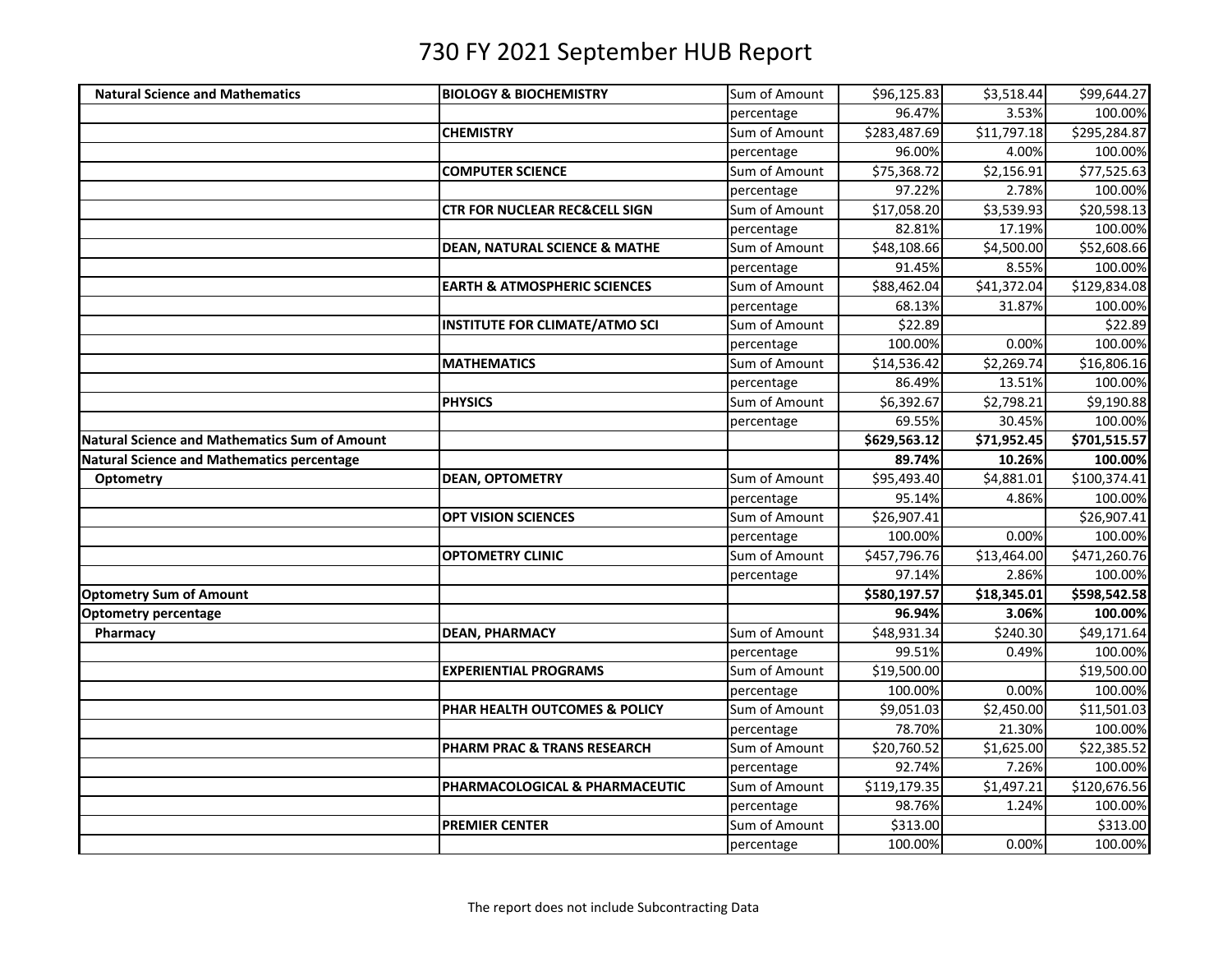# 730 FY 2021 September HUB Report

| | | | | | |
|---|---|---|---|---|---|
| **Natural Science and Mathematics** | **BIOLOGY & BIOCHEMISTRY** | Sum of Amount | $96,125.83 | $3,518.44 | $99,644.27 |
| | | percentage | 96.47% | 3.53% | 100.00% |
| | **CHEMISTRY** | Sum of Amount | $283,487.69 | $11,797.18 | $295,284.87 |
| | | percentage | 96.00% | 4.00% | 100.00% |
| | **COMPUTER SCIENCE** | Sum of Amount | $75,368.72 | $2,156.91 | $77,525.63 |
| | | percentage | 97.22% | 2.78% | 100.00% |
| | **CTR FOR NUCLEAR REC&CELL SIGN** | Sum of Amount | $17,058.20 | $3,539.93 | $20,598.13 |
| | | percentage | 82.81% | 17.19% | 100.00% |
| | **DEAN, NATURAL SCIENCE & MATHE** | Sum of Amount | $48,108.66 | $4,500.00 | $52,608.66 |
| | | percentage | 91.45% | 8.55% | 100.00% |
| | **EARTH & ATMOSPHERIC SCIENCES** | Sum of Amount | $88,462.04 | $41,372.04 | $129,834.08 |
| | | percentage | 68.13% | 31.87% | 100.00% |
| | **INSTITUTE FOR CLIMATE/ATMO SCI** | Sum of Amount | $22.89 | | $22.89 |
| | | percentage | 100.00% | 0.00% | 100.00% |
| | **MATHEMATICS** | Sum of Amount | $14,536.42 | $2,269.74 | $16,806.16 |
| | | percentage | 86.49% | 13.51% | 100.00% |
| | **PHYSICS** | Sum of Amount | $6,392.67 | $2,798.21 | $9,190.88 |
| | | percentage | 69.55% | 30.45% | 100.00% |
| **Natural Science and Mathematics Sum of Amount** | | | **$629,563.12** | **$71,952.45** | **$701,515.57** |
| **Natural Science and Mathematics percentage** | | | **89.74%** | **10.26%** | **100.00%** |
| **Optometry** | **DEAN, OPTOMETRY** | Sum of Amount | $95,493.40 | $4,881.01 | $100,374.41 |
| | | percentage | 95.14% | 4.86% | 100.00% |
| | **OPT VISION SCIENCES** | Sum of Amount | $26,907.41 | | $26,907.41 |
| | | percentage | 100.00% | 0.00% | 100.00% |
| | **OPTOMETRY CLINIC** | Sum of Amount | $457,796.76 | $13,464.00 | $471,260.76 |
| | | percentage | 97.14% | 2.86% | 100.00% |
| **Optometry Sum of Amount** | | | **$580,197.57** | **$18,345.01** | **$598,542.58** |
| **Optometry percentage** | | | **96.94%** | **3.06%** | **100.00%** |
| **Pharmacy** | **DEAN, PHARMACY** | Sum of Amount | $48,931.34 | $240.30 | $49,171.64 |
| | | percentage | 99.51% | 0.49% | 100.00% |
| | **EXPERIENTIAL PROGRAMS** | Sum of Amount | $19,500.00 | | $19,500.00 |
| | | percentage | 100.00% | 0.00% | 100.00% |
| | **PHAR HEALTH OUTCOMES & POLICY** | Sum of Amount | $9,051.03 | $2,450.00 | $11,501.03 |
| | | percentage | 78.70% | 21.30% | 100.00% |
| | **PHARM PRAC & TRANS RESEARCH** | Sum of Amount | $20,760.52 | $1,625.00 | $22,385.52 |
| | | percentage | 92.74% | 7.26% | 100.00% |
| | **PHARMACOLOGICAL & PHARMACEUTIC** | Sum of Amount | $119,179.35 | $1,497.21 | $120,676.56 |
| | | percentage | 98.76% | 1.24% | 100.00% |
| | **PREMIER CENTER** | Sum of Amount | $313.00 | | $313.00 |
| | | percentage | 100.00% | 0.00% | 100.00% |

The report does not include Subcontracting Data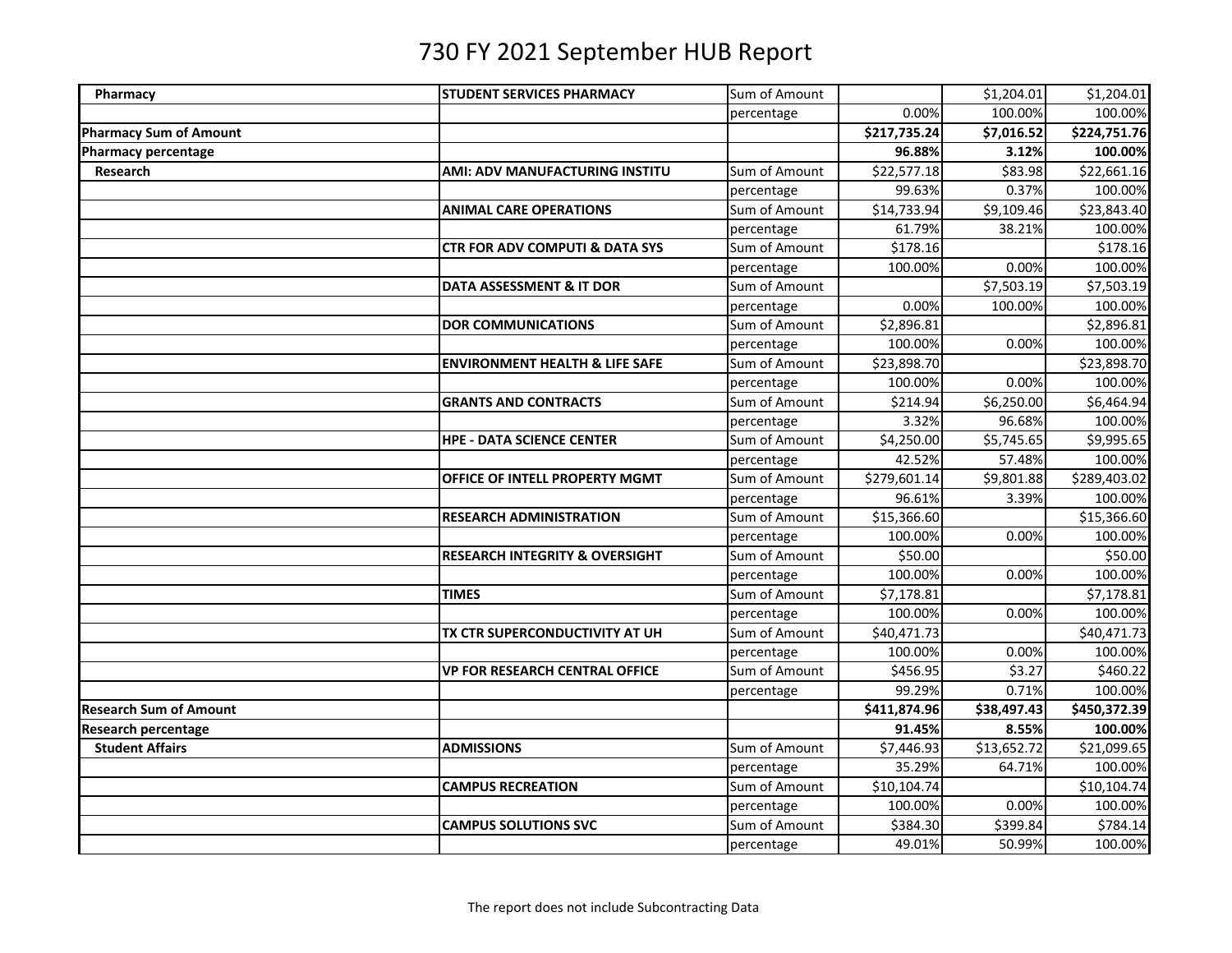# 730 FY 2021 September HUB Report

| | | | | | |
|---|---|---|---|---|---|
| **Pharmacy** | **STUDENT SERVICES PHARMACY** | Sum of Amount | | $1,204.01 | $1,204.01 |
| | | percentage | 0.00% | 100.00% | 100.00% |
| **Pharmacy Sum of Amount** | | | **$217,735.24** | **$7,016.52** | **$224,751.76** |
| **Pharmacy percentage** | | | **96.88%** | **3.12%** | **100.00%** |
| **Research** | **AMI: ADV MANUFACTURING INSTITU** | Sum of Amount | $22,577.18 | $83.98 | $22,661.16 |
| | | percentage | 99.63% | 0.37% | 100.00% |
| | **ANIMAL CARE OPERATIONS** | Sum of Amount | $14,733.94 | $9,109.46 | $23,843.40 |
| | | percentage | 61.79% | 38.21% | 100.00% |
| | **CTR FOR ADV COMPUTI & DATA SYS** | Sum of Amount | $178.16 | | $178.16 |
| | | percentage | 100.00% | 0.00% | 100.00% |
| | **DATA ASSESSMENT & IT DOR** | Sum of Amount | | $7,503.19 | $7,503.19 |
| | | percentage | 0.00% | 100.00% | 100.00% |
| | **DOR COMMUNICATIONS** | Sum of Amount | $2,896.81 | | $2,896.81 |
| | | percentage | 100.00% | 0.00% | 100.00% |
| | **ENVIRONMENT HEALTH & LIFE SAFE** | Sum of Amount | $23,898.70 | | $23,898.70 |
| | | percentage | 100.00% | 0.00% | 100.00% |
| | **GRANTS AND CONTRACTS** | Sum of Amount | $214.94 | $6,250.00 | $6,464.94 |
| | | percentage | 3.32% | 96.68% | 100.00% |
| | **HPE - DATA SCIENCE CENTER** | Sum of Amount | $4,250.00 | $5,745.65 | $9,995.65 |
| | | percentage | 42.52% | 57.48% | 100.00% |
| | **OFFICE OF INTELL PROPERTY MGMT** | Sum of Amount | $279,601.14 | $9,801.88 | $289,403.02 |
| | | percentage | 96.61% | 3.39% | 100.00% |
| | **RESEARCH ADMINISTRATION** | Sum of Amount | $15,366.60 | | $15,366.60 |
| | | percentage | 100.00% | 0.00% | 100.00% |
| | **RESEARCH INTEGRITY & OVERSIGHT** | Sum of Amount | $50.00 | | $50.00 |
| | | percentage | 100.00% | 0.00% | 100.00% |
| | **TIMES** | Sum of Amount | $7,178.81 | | $7,178.81 |
| | | percentage | 100.00% | 0.00% | 100.00% |
| | **TX CTR SUPERCONDUCTIVITY AT UH** | Sum of Amount | $40,471.73 | | $40,471.73 |
| | | percentage | 100.00% | 0.00% | 100.00% |
| | **VP FOR RESEARCH CENTRAL OFFICE** | Sum of Amount | $456.95 | $3.27 | $460.22 |
| | | percentage | 99.29% | 0.71% | 100.00% |
| **Research Sum of Amount** | | | **$411,874.96** | **$38,497.43** | **$450,372.39** |
| **Research percentage** | | | **91.45%** | **8.55%** | **100.00%** |
| **Student Affairs** | **ADMISSIONS** | Sum of Amount | $7,446.93 | $13,652.72 | $21,099.65 |
| | | percentage | 35.29% | 64.71% | 100.00% |
| | **CAMPUS RECREATION** | Sum of Amount | $10,104.74 | | $10,104.74 |
| | | percentage | 100.00% | 0.00% | 100.00% |
| | **CAMPUS SOLUTIONS SVC** | Sum of Amount | $384.30 | $399.84 | $784.14 |
| | | percentage | 49.01% | 50.99% | 100.00% |

The report does not include Subcontracting Data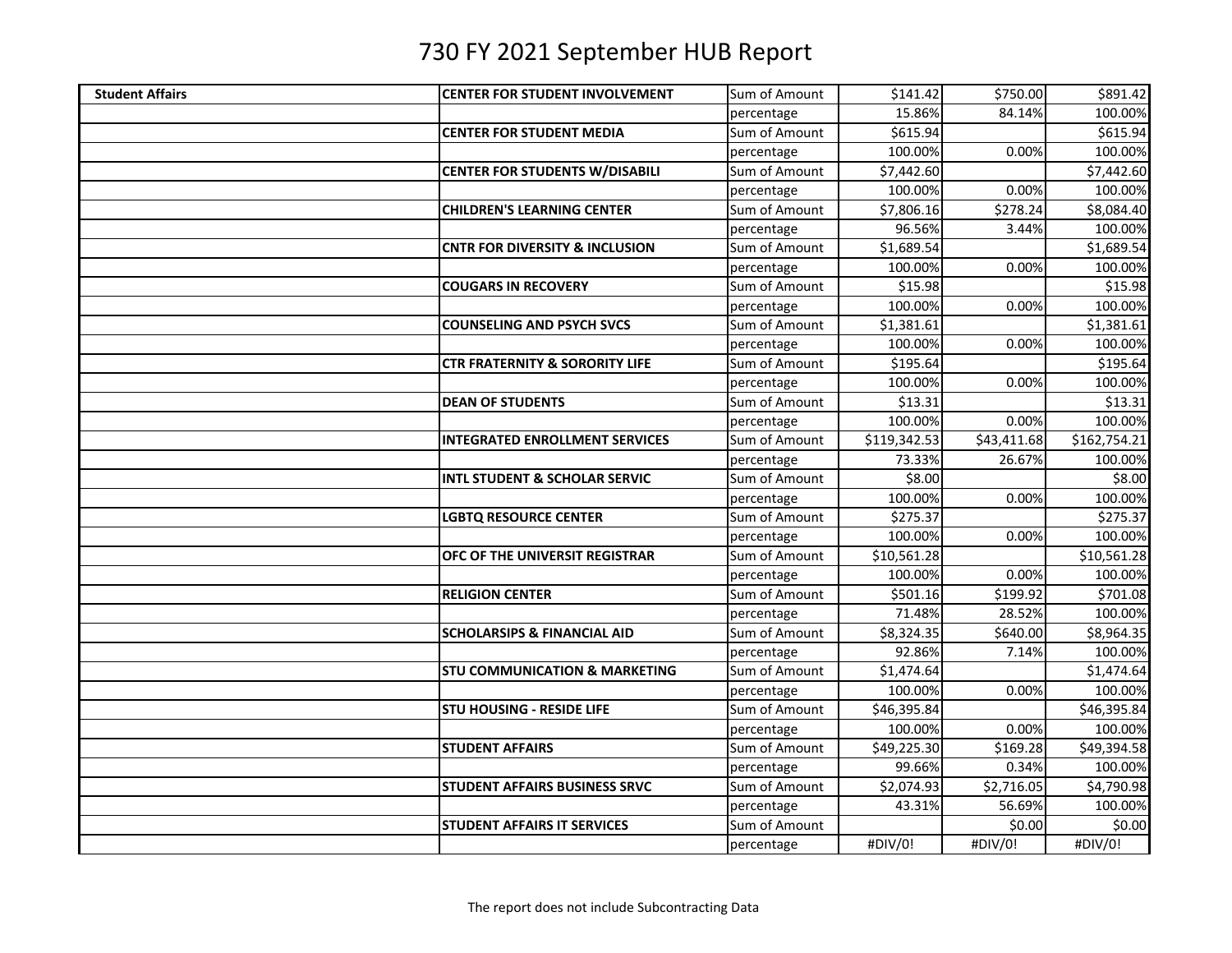# 730 FY 2021 September HUB Report

| Student Affairs | CENTER FOR STUDENT INVOLVEMENT | Sum of Amount | $141.42 | $750.00 | $891.42 |
|---|---|---|---|---|---|
| | | percentage | 15.86% | 84.14% | 100.00% |
| | CENTER FOR STUDENT MEDIA | Sum of Amount | $615.94 | | $615.94 |
| | | percentage | 100.00% | 0.00% | 100.00% |
| | CENTER FOR STUDENTS W/DISABILI | Sum of Amount | $7,442.60 | | $7,442.60 |
| | | percentage | 100.00% | 0.00% | 100.00% |
| | CHILDREN'S LEARNING CENTER | Sum of Amount | $7,806.16 | $278.24 | $8,084.40 |
| | | percentage | 96.56% | 3.44% | 100.00% |
| | CNTR FOR DIVERSITY & INCLUSION | Sum of Amount | $1,689.54 | | $1,689.54 |
| | | percentage | 100.00% | 0.00% | 100.00% |
| | COUGARS IN RECOVERY | Sum of Amount | $15.98 | | $15.98 |
| | | percentage | 100.00% | 0.00% | 100.00% |
| | COUNSELING AND PSYCH SVCS | Sum of Amount | $1,381.61 | | $1,381.61 |
| | | percentage | 100.00% | 0.00% | 100.00% |
| | CTR FRATERNITY & SORORITY LIFE | Sum of Amount | $195.64 | | $195.64 |
| | | percentage | 100.00% | 0.00% | 100.00% |
| | DEAN OF STUDENTS | Sum of Amount | $13.31 | | $13.31 |
| | | percentage | 100.00% | 0.00% | 100.00% |
| | INTEGRATED ENROLLMENT SERVICES | Sum of Amount | $119,342.53 | $43,411.68 | $162,754.21 |
| | | percentage | 73.33% | 26.67% | 100.00% |
| | INTL STUDENT & SCHOLAR SERVIC | Sum of Amount | $8.00 | | $8.00 |
| | | percentage | 100.00% | 0.00% | 100.00% |
| | LGBTQ RESOURCE CENTER | Sum of Amount | $275.37 | | $275.37 |
| | | percentage | 100.00% | 0.00% | 100.00% |
| | OFC OF THE UNIVERSIT REGISTRAR | Sum of Amount | $10,561.28 | | $10,561.28 |
| | | percentage | 100.00% | 0.00% | 100.00% |
| | RELIGION CENTER | Sum of Amount | $501.16 | $199.92 | $701.08 |
| | | percentage | 71.48% | 28.52% | 100.00% |
| | SCHOLARSIPS & FINANCIAL AID | Sum of Amount | $8,324.35 | $640.00 | $8,964.35 |
| | | percentage | 92.86% | 7.14% | 100.00% |
| | STU COMMUNICATION & MARKETING | Sum of Amount | $1,474.64 | | $1,474.64 |
| | | percentage | 100.00% | 0.00% | 100.00% |
| | STU HOUSING - RESIDE LIFE | Sum of Amount | $46,395.84 | | $46,395.84 |
| | | percentage | 100.00% | 0.00% | 100.00% |
| | STUDENT AFFAIRS | Sum of Amount | $49,225.30 | $169.28 | $49,394.58 |
| | | percentage | 99.66% | 0.34% | 100.00% |
| | STUDENT AFFAIRS BUSINESS SRVC | Sum of Amount | $2,074.93 | $2,716.05 | $4,790.98 |
| | | percentage | 43.31% | 56.69% | 100.00% |
| | STUDENT AFFAIRS IT SERVICES | Sum of Amount | | $0.00 | $0.00 |
| | | percentage | #DIV/0! | #DIV/0! | #DIV/0! |

The report does not include Subcontracting Data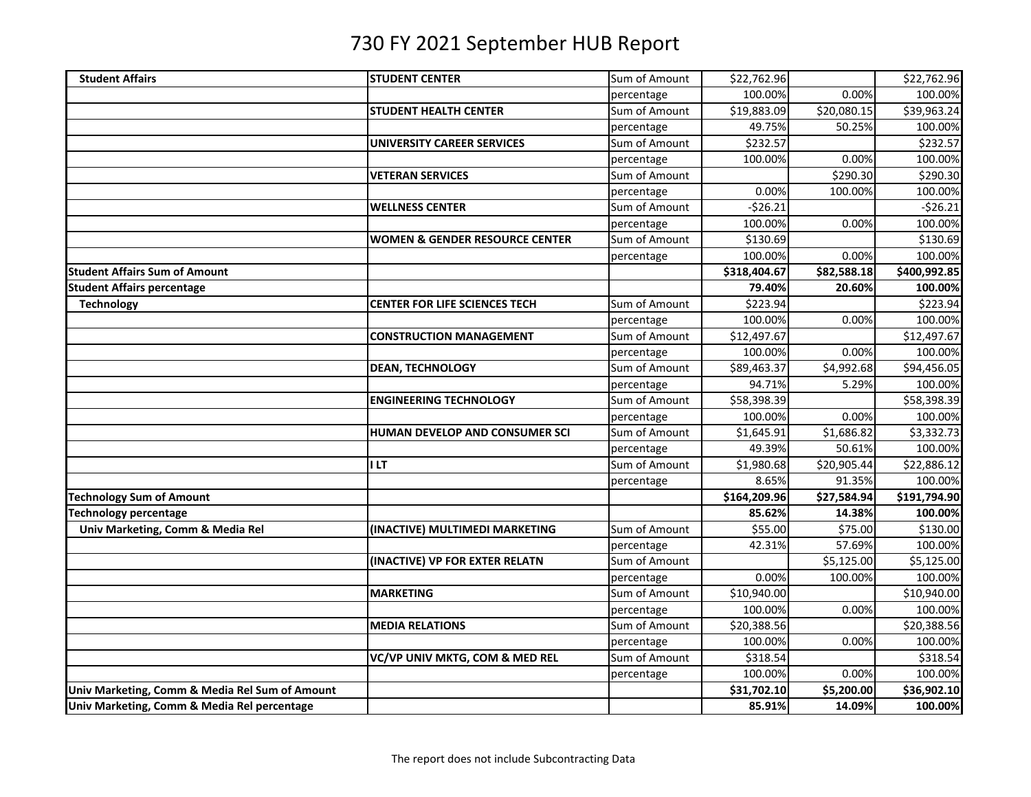# 730 FY 2021 September HUB Report

| | | | | | |
|---|---|---|---|---|---|
| **Student Affairs** | **STUDENT CENTER** | Sum of Amount | $22,762.96 | | $22,762.96 |
| | | percentage | 100.00% | 0.00% | 100.00% |
| | **STUDENT HEALTH CENTER** | Sum of Amount | $19,883.09 | $20,080.15 | $39,963.24 |
| | | percentage | 49.75% | 50.25% | 100.00% |
| | **UNIVERSITY CAREER SERVICES** | Sum of Amount | $232.57 | | $232.57 |
| | | percentage | 100.00% | 0.00% | 100.00% |
| | **VETERAN SERVICES** | Sum of Amount | | $290.30 | $290.30 |
| | | percentage | 0.00% | 100.00% | 100.00% |
| | **WELLNESS CENTER** | Sum of Amount | -$26.21 | | -$26.21 |
| | | percentage | 100.00% | 0.00% | 100.00% |
| | **WOMEN & GENDER RESOURCE CENTER** | Sum of Amount | $130.69 | | $130.69 |
| | | percentage | 100.00% | 0.00% | 100.00% |
| **Student Affairs Sum of Amount** | | | **$318,404.67** | **$82,588.18** | **$400,992.85** |
| **Student Affairs percentage** | | | **79.40%** | **20.60%** | **100.00%** |
| **Technology** | **CENTER FOR LIFE SCIENCES TECH** | Sum of Amount | $223.94 | | $223.94 |
| | | percentage | 100.00% | 0.00% | 100.00% |
| | **CONSTRUCTION MANAGEMENT** | Sum of Amount | $12,497.67 | | $12,497.67 |
| | | percentage | 100.00% | 0.00% | 100.00% |
| | **DEAN, TECHNOLOGY** | Sum of Amount | $89,463.37 | $4,992.68 | $94,456.05 |
| | | percentage | 94.71% | 5.29% | 100.00% |
| | **ENGINEERING TECHNOLOGY** | Sum of Amount | $58,398.39 | | $58,398.39 |
| | | percentage | 100.00% | 0.00% | 100.00% |
| | **HUMAN DEVELOP AND CONSUMER SCI** | Sum of Amount | $1,645.91 | $1,686.82 | $3,332.73 |
| | | percentage | 49.39% | 50.61% | 100.00% |
| | **I LT** | Sum of Amount | $1,980.68 | $20,905.44 | $22,886.12 |
| | | percentage | 8.65% | 91.35% | 100.00% |
| **Technology Sum of Amount** | | | **$164,209.96** | **$27,584.94** | **$191,794.90** |
| **Technology percentage** | | | **85.62%** | **14.38%** | **100.00%** |
| **Univ Marketing, Comm & Media Rel** | **(INACTIVE) MULTIMEDI MARKETING** | Sum of Amount | $55.00 | $75.00 | $130.00 |
| | | percentage | 42.31% | 57.69% | 100.00% |
| | **(INACTIVE) VP FOR EXTER RELATN** | Sum of Amount | | $5,125.00 | $5,125.00 |
| | | percentage | 0.00% | 100.00% | 100.00% |
| | **MARKETING** | Sum of Amount | $10,940.00 | | $10,940.00 |
| | | percentage | 100.00% | 0.00% | 100.00% |
| | **MEDIA RELATIONS** | Sum of Amount | $20,388.56 | | $20,388.56 |
| | | percentage | 100.00% | 0.00% | 100.00% |
| | **VC/VP UNIV MKTG, COM & MED REL** | Sum of Amount | $318.54 | | $318.54 |
| | | percentage | 100.00% | 0.00% | 100.00% |
| **Univ Marketing, Comm & Media Rel Sum of Amount** | | | **$31,702.10** | **$5,200.00** | **$36,902.10** |
| **Univ Marketing, Comm & Media Rel percentage** | | | **85.91%** | **14.09%** | **100.00%** |

The report does not include Subcontracting Data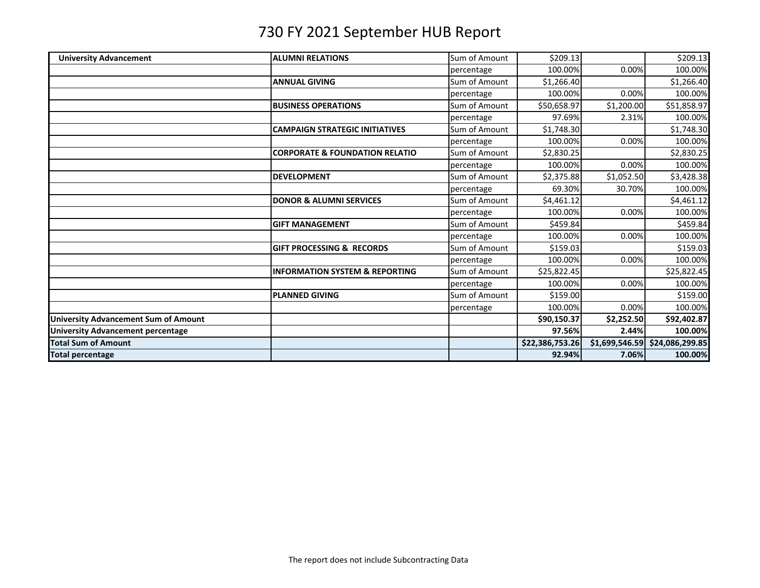# 730 FY 2021 September HUB Report

| | | | | | |
|---|---|---|---|---|---|
| **University Advancement** | **ALUMNI RELATIONS** | Sum of Amount | $209.13 | | $209.13 |
| | | percentage | 100.00% | 0.00% | 100.00% |
| | **ANNUAL GIVING** | Sum of Amount | $1,266.40 | | $1,266.40 |
| | | percentage | 100.00% | 0.00% | 100.00% |
| | **BUSINESS OPERATIONS** | Sum of Amount | $50,658.97 | $1,200.00 | $51,858.97 |
| | | percentage | 97.69% | 2.31% | 100.00% |
| | **CAMPAIGN STRATEGIC INITIATIVES** | Sum of Amount | $1,748.30 | | $1,748.30 |
| | | percentage | 100.00% | 0.00% | 100.00% |
| | **CORPORATE & FOUNDATION RELATIO** | Sum of Amount | $2,830.25 | | $2,830.25 |
| | | percentage | 100.00% | 0.00% | 100.00% |
| | **DEVELOPMENT** | Sum of Amount | $2,375.88 | $1,052.50 | $3,428.38 |
| | | percentage | 69.30% | 30.70% | 100.00% |
| | **DONOR & ALUMNI SERVICES** | Sum of Amount | $4,461.12 | | $4,461.12 |
| | | percentage | 100.00% | 0.00% | 100.00% |
| | **GIFT MANAGEMENT** | Sum of Amount | $459.84 | | $459.84 |
| | | percentage | 100.00% | 0.00% | 100.00% |
| | **GIFT PROCESSING & RECORDS** | Sum of Amount | $159.03 | | $159.03 |
| | | percentage | 100.00% | 0.00% | 100.00% |
| | **INFORMATION SYSTEM & REPORTING** | Sum of Amount | $25,822.45 | | $25,822.45 |
| | | percentage | 100.00% | 0.00% | 100.00% |
| | **PLANNED GIVING** | Sum of Amount | $159.00 | | $159.00 |
| | | percentage | 100.00% | 0.00% | 100.00% |
| **University Advancement Sum of Amount** | | | **$90,150.37** | **$2,252.50** | **$92,402.87** |
| **University Advancement percentage** | | | **97.56%** | **2.44%** | **100.00%** |
| **Total Sum of Amount** | | | **$22,386,753.26** | **$1,699,546.59** | **$24,086,299.85** |
| **Total percentage** | | | **92.94%** | **7.06%** | **100.00%** |

The report does not include Subcontracting Data